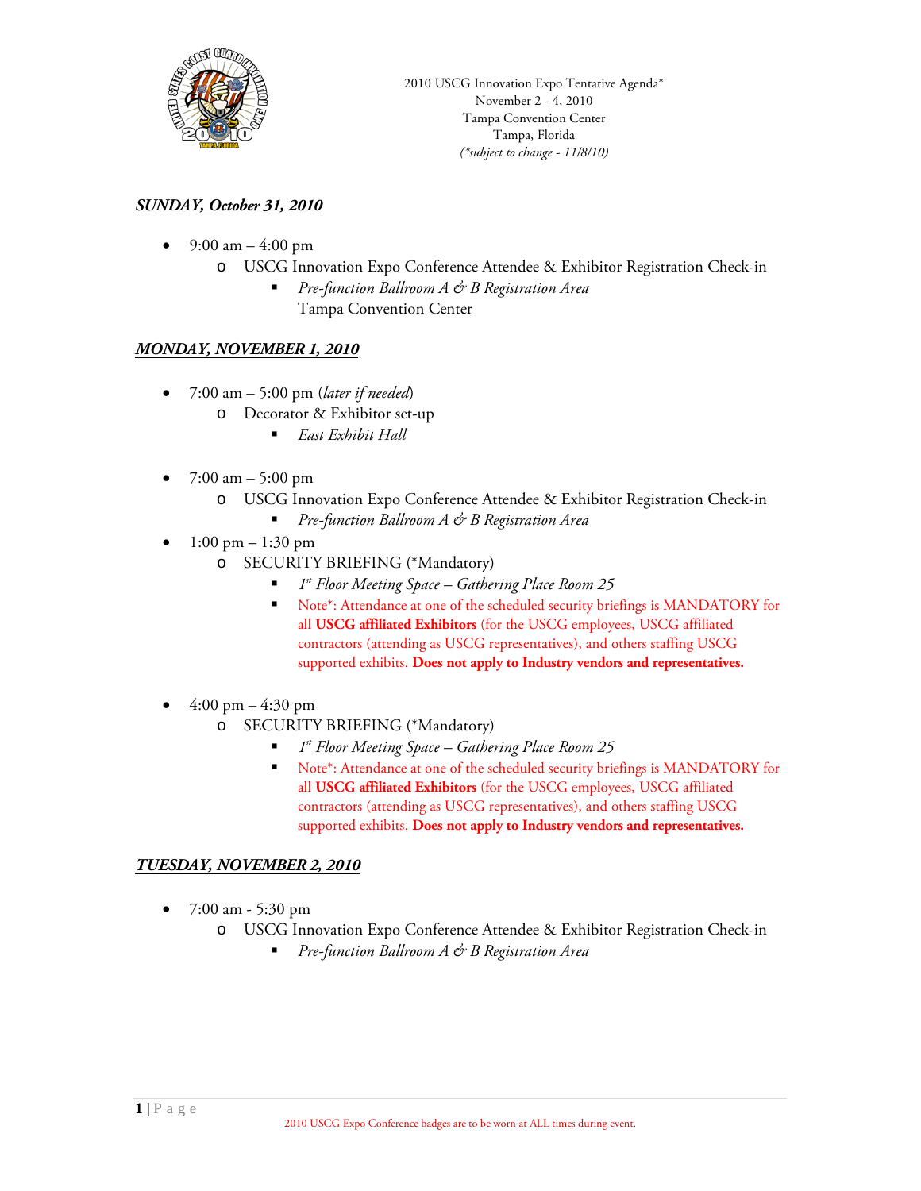2010 USCG Innovation Expo Tentative Agenda*
November 2 - 4, 2010
Tampa Convention Center
Tampa, Florida
*(\*subject to change - 11/8/10)*

## ***SUNDAY, October 31, 2010***

- 9:00 am – 4:00 pm
  - USCG Innovation Expo Conference Attendee & Exhibitor Registration Check-in
    - *Pre-function Ballroom A & B Registration Area*
      Tampa Convention Center

## ***MONDAY, NOVEMBER 1, 2010***

- 7:00 am – 5:00 pm (*later if needed*)
  - Decorator & Exhibitor set-up
    - *East Exhibit Hall*

- 7:00 am – 5:00 pm
  - USCG Innovation Expo Conference Attendee & Exhibitor Registration Check-in
    - *Pre-function Ballroom A & B Registration Area*
- 1:00 pm – 1:30 pm
  - SECURITY BRIEFING (*Mandatory)
    - *1st Floor Meeting Space – Gathering Place Room 25*
    - Note*: Attendance at one of the scheduled security briefings is MANDATORY for all **USCG affiliated Exhibitors** (for the USCG employees, USCG affiliated contractors (attending as USCG representatives), and others staffing USCG supported exhibits. **Does not apply to Industry vendors and representatives.**

- 4:00 pm – 4:30 pm
  - SECURITY BRIEFING (*Mandatory)
    - *1st Floor Meeting Space – Gathering Place Room 25*
    - Note*: Attendance at one of the scheduled security briefings is MANDATORY for all **USCG affiliated Exhibitors** (for the USCG employees, USCG affiliated contractors (attending as USCG representatives), and others staffing USCG supported exhibits. **Does not apply to Industry vendors and representatives.**

## ***TUESDAY, NOVEMBER 2, 2010***

- 7:00 am - 5:30 pm
  - USCG Innovation Expo Conference Attendee & Exhibitor Registration Check-in
    - *Pre-function Ballroom A & B Registration Area*

2010 USCG Expo Conference badges are to be worn at ALL times during event.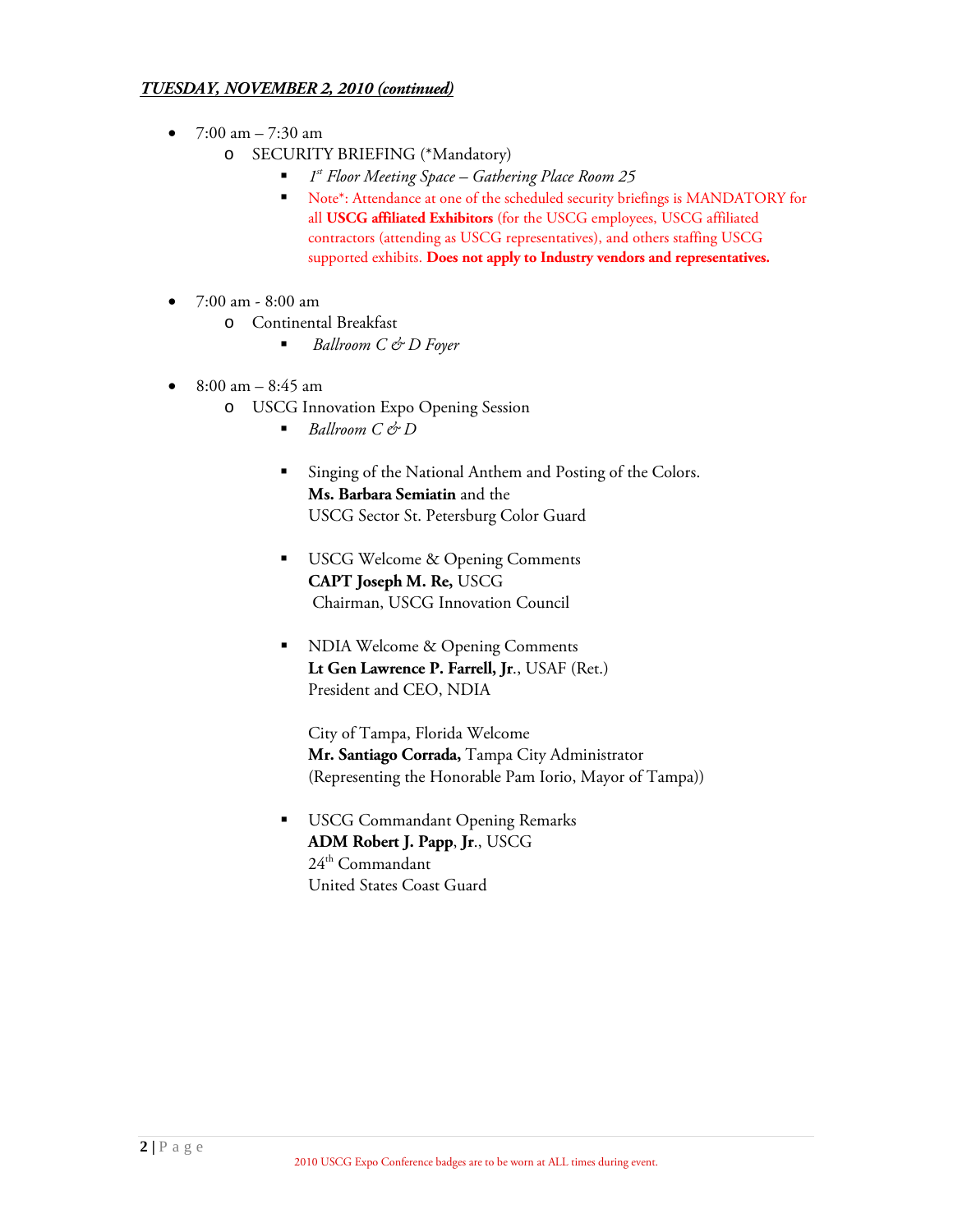***TUESDAY, NOVEMBER 2, 2010 (continued)***

- 7:00 am – 7:30 am
  - SECURITY BRIEFING (*Mandatory)
    - *1st Floor Meeting Space – Gathering Place Room 25*
    - Note*: Attendance at one of the scheduled security briefings is MANDATORY for all **USCG affiliated Exhibitors** (for the USCG employees, USCG affiliated contractors (attending as USCG representatives), and others staffing USCG supported exhibits. **Does not apply to Industry vendors and representatives.**

- 7:00 am - 8:00 am
  - Continental Breakfast
    - *Ballroom C & D Foyer*

- 8:00 am – 8:45 am
  - USCG Innovation Expo Opening Session
    - *Ballroom C & D*
    - Singing of the National Anthem and Posting of the Colors.
      **Ms. Barbara Semiatin** and the
      USCG Sector St. Petersburg Color Guard
    - USCG Welcome & Opening Comments
      **CAPT Joseph M. Re,** USCG
      Chairman, USCG Innovation Council
    - NDIA Welcome & Opening Comments
      **Lt Gen Lawrence P. Farrell, Jr**., USAF (Ret.)
      President and CEO, NDIA

      City of Tampa, Florida Welcome
      **Mr. Santiago Corrada,** Tampa City Administrator
      (Representing the Honorable Pam Iorio, Mayor of Tampa))
    - USCG Commandant Opening Remarks
      **ADM Robert J. Papp**, **Jr**., USCG
      24th Commandant
      United States Coast Guard

2010 USCG Expo Conference badges are to be worn at ALL times during event.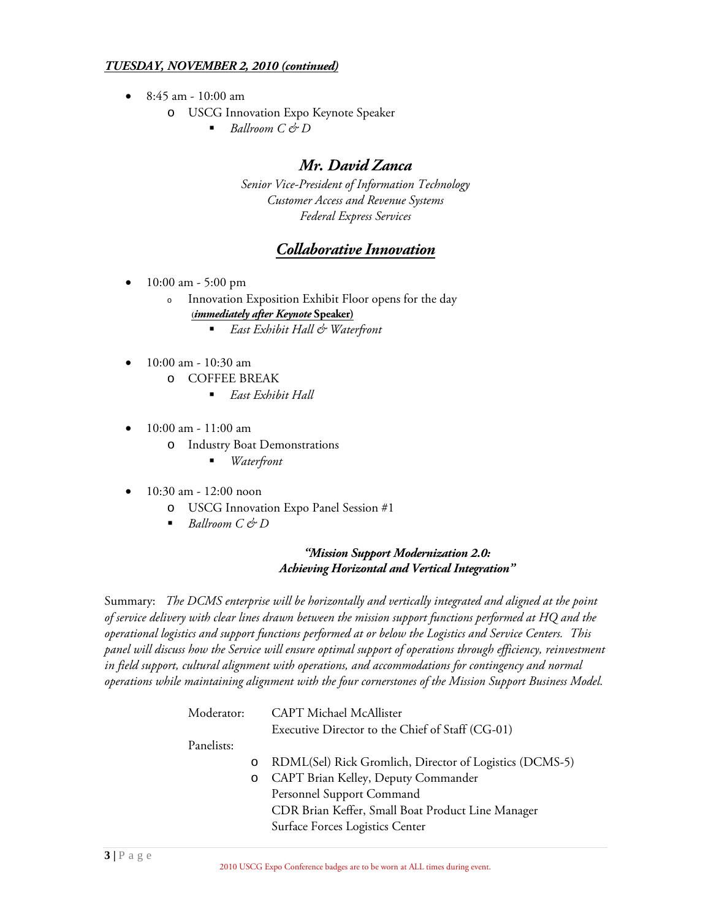***TUESDAY, NOVEMBER 2, 2010 (continued)***

- 8:45 am - 10:00 am
  - USCG Innovation Expo Keynote Speaker
    - *Ballroom C & D*

### *Mr. David Zanca*

*Senior Vice-President of Information Technology*
*Customer Access and Revenue Systems*
*Federal Express Services*

### ***Collaborative Innovation***

- 10:00 am - 5:00 pm
  - Innovation Exposition Exhibit Floor opens for the day **(*immediately after Keynote* Speaker)**
    - *East Exhibit Hall & Waterfront*

- 10:00 am - 10:30 am
  - COFFEE BREAK
    - *East Exhibit Hall*

- 10:00 am - 11:00 am
  - Industry Boat Demonstrations
    - *Waterfront*

- 10:30 am - 12:00 noon
  - USCG Innovation Expo Panel Session #1
  - *Ballroom C & D*

***"Mission Support Modernization 2.0: Achieving Horizontal and Vertical Integration"***

Summary: *The DCMS enterprise will be horizontally and vertically integrated and aligned at the point of service delivery with clear lines drawn between the mission support functions performed at HQ and the operational logistics and support functions performed at or below the Logistics and Service Centers. This panel will discuss how the Service will ensure optimal support of operations through efficiency, reinvestment in field support, cultural alignment with operations, and accommodations for contingency and normal operations while maintaining alignment with the four cornerstones of the Mission Support Business Model.*

Moderator: CAPT Michael McAllister
Executive Director to the Chief of Staff (CG-01)

Panelists:

- RDML(Sel) Rick Gromlich, Director of Logistics (DCMS-5)
- CAPT Brian Kelley, Deputy Commander
  Personnel Support Command
  CDR Brian Keffer, Small Boat Product Line Manager
  Surface Forces Logistics Center

2010 USCG Expo Conference badges are to be worn at ALL times during event.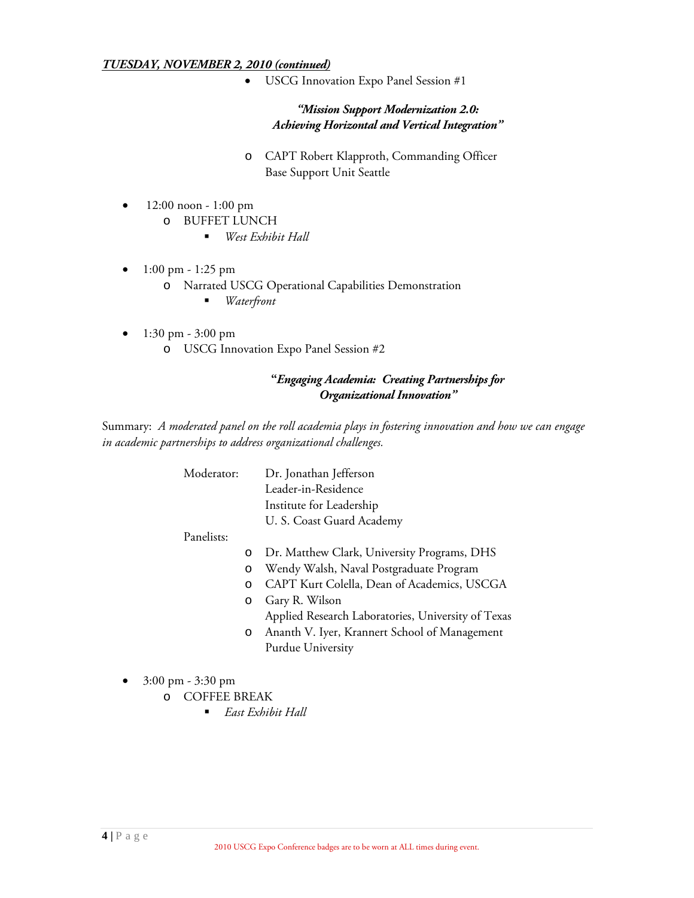***TUESDAY, NOVEMBER 2, 2010 (continued)***

- USCG Innovation Expo Panel Session #1

  ***"Mission Support Modernization 2.0: Achieving Horizontal and Vertical Integration"***

  - CAPT Robert Klapproth, Commanding Officer
    Base Support Unit Seattle

- 12:00 noon - 1:00 pm
  - BUFFET LUNCH
    - *West Exhibit Hall*

- 1:00 pm - 1:25 pm
  - Narrated USCG Operational Capabilities Demonstration
    - *Waterfront*

- 1:30 pm - 3:00 pm
  - USCG Innovation Expo Panel Session #2

    ***"Engaging Academia: Creating Partnerships for Organizational Innovation"***

Summary: *A moderated panel on the roll academia plays in fostering innovation and how we can engage in academic partnerships to address organizational challenges.*

Moderator: Dr. Jonathan Jefferson
Leader-in-Residence
Institute for Leadership
U. S. Coast Guard Academy

Panelists:

- Dr. Matthew Clark, University Programs, DHS
- Wendy Walsh, Naval Postgraduate Program
- CAPT Kurt Colella, Dean of Academics, USCGA
- Gary R. Wilson
  Applied Research Laboratories, University of Texas
- Ananth V. Iyer, Krannert School of Management
  Purdue University

- 3:00 pm - 3:30 pm
  - COFFEE BREAK
    - *East Exhibit Hall*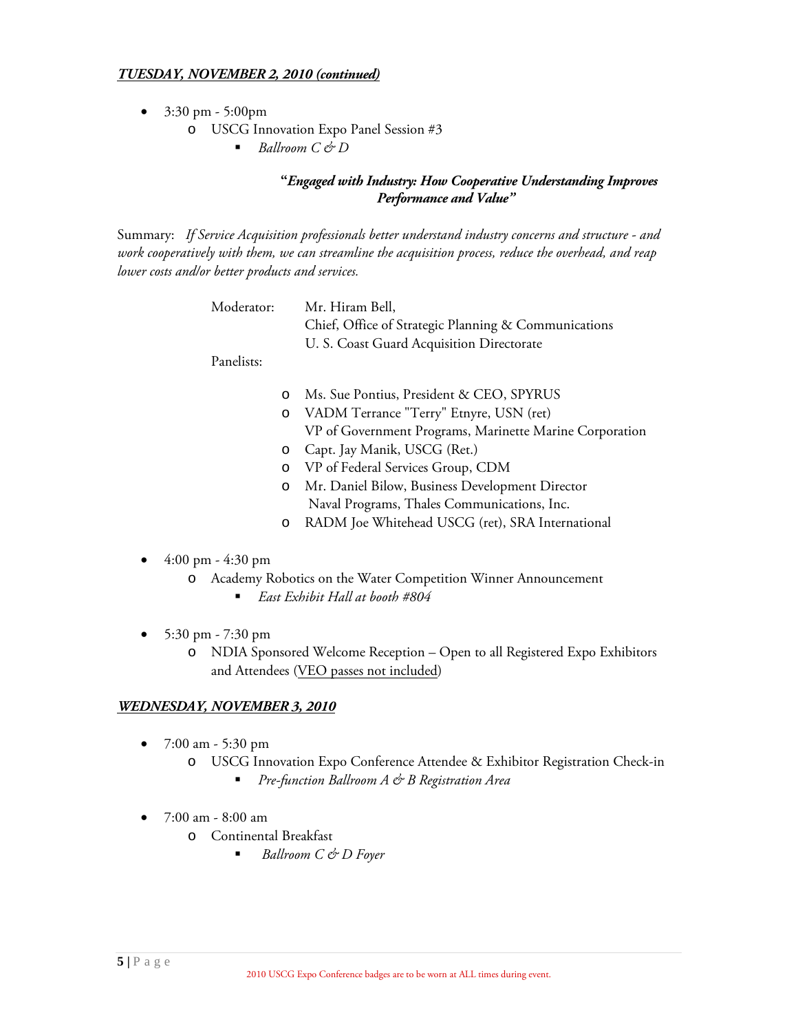***TUESDAY, NOVEMBER 2, 2010 (continued)***

- 3:30 pm - 5:00pm
  - USCG Innovation Expo Panel Session #3
    - *Ballroom C & D*

**"*Engaged with Industry: How Cooperative Understanding Improves Performance and Value*"**

Summary: *If Service Acquisition professionals better understand industry concerns and structure - and work cooperatively with them, we can streamline the acquisition process, reduce the overhead, and reap lower costs and/or better products and services.*

Moderator: Mr. Hiram Bell,
Chief, Office of Strategic Planning & Communications
U. S. Coast Guard Acquisition Directorate

Panelists:

- Ms. Sue Pontius, President & CEO, SPYRUS
- VADM Terrance "Terry" Etnyre, USN (ret)
  VP of Government Programs, Marinette Marine Corporation
- Capt. Jay Manik, USCG (Ret.)
- VP of Federal Services Group, CDM
- Mr. Daniel Bilow, Business Development Director
  Naval Programs, Thales Communications, Inc.
- RADM Joe Whitehead USCG (ret), SRA International

- 4:00 pm - 4:30 pm
  - Academy Robotics on the Water Competition Winner Announcement
    - *East Exhibit Hall at booth #804*

- 5:30 pm - 7:30 pm
  - NDIA Sponsored Welcome Reception – Open to all Registered Expo Exhibitors and Attendees (VEO passes not included)

***WEDNESDAY, NOVEMBER 3, 2010***

- 7:00 am - 5:30 pm
  - USCG Innovation Expo Conference Attendee & Exhibitor Registration Check-in
    - *Pre-function Ballroom A & B Registration Area*

- 7:00 am - 8:00 am
  - Continental Breakfast
    - *Ballroom C & D Foyer*

2010 USCG Expo Conference badges are to be worn at ALL times during event.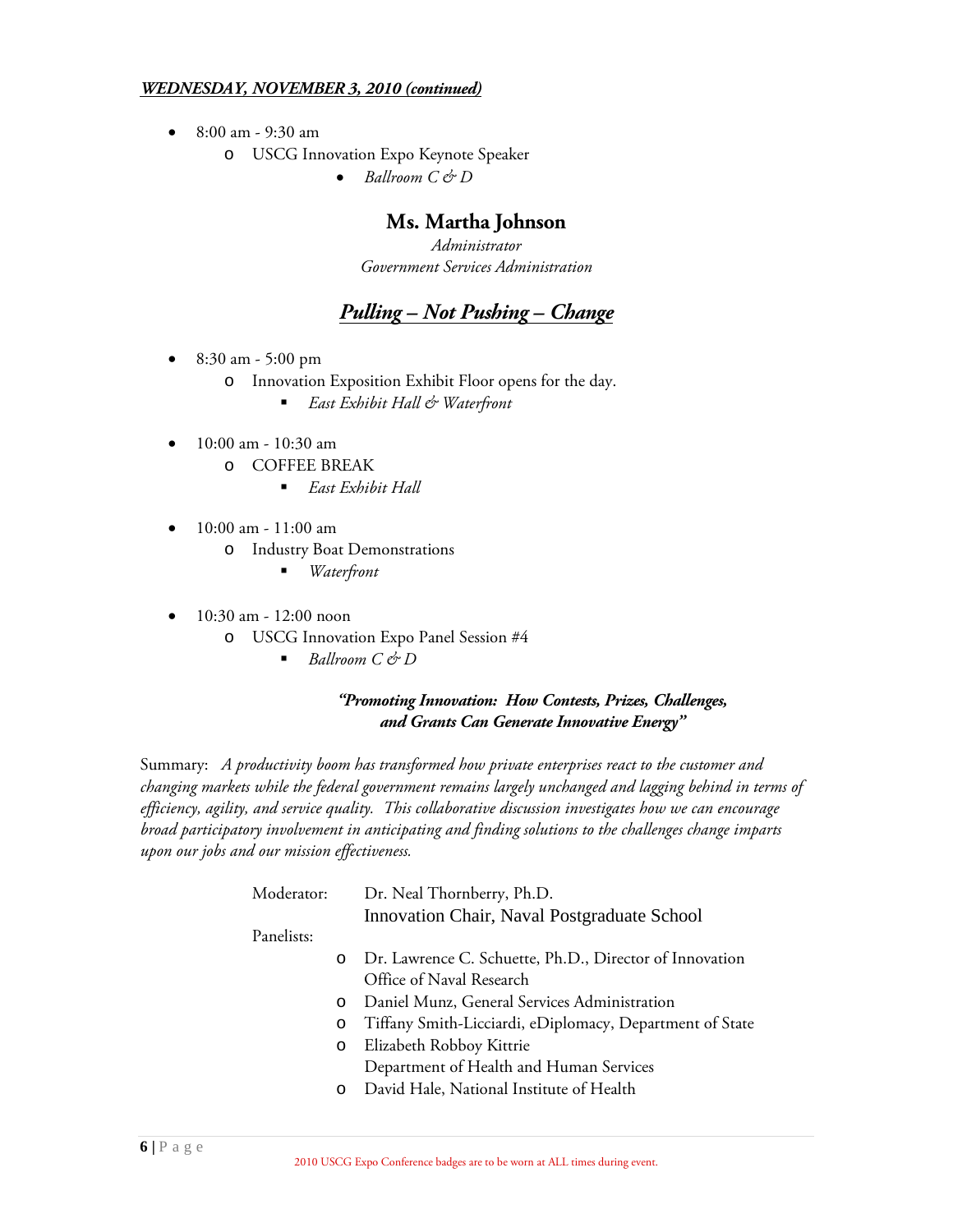***WEDNESDAY, NOVEMBER 3, 2010 (continued)***

- 8:00 am - 9:30 am
  - USCG Innovation Expo Keynote Speaker
    - *Ballroom C & D*

**Ms. Martha Johnson**

*Administrator*
*Government Services Administration*

***Pulling – Not Pushing – Change***

- 8:30 am - 5:00 pm
  - Innovation Exposition Exhibit Floor opens for the day.
    - *East Exhibit Hall & Waterfront*

- 10:00 am - 10:30 am
  - COFFEE BREAK
    - *East Exhibit Hall*

- 10:00 am - 11:00 am
  - Industry Boat Demonstrations
    - *Waterfront*

- 10:30 am - 12:00 noon
  - USCG Innovation Expo Panel Session #4
    - *Ballroom C & D*

***"Promoting Innovation: How Contests, Prizes, Challenges, and Grants Can Generate Innovative Energy"***

Summary: *A productivity boom has transformed how private enterprises react to the customer and changing markets while the federal government remains largely unchanged and lagging behind in terms of efficiency, agility, and service quality. This collaborative discussion investigates how we can encourage broad participatory involvement in anticipating and finding solutions to the challenges change imparts upon our jobs and our mission effectiveness.*

Moderator: Dr. Neal Thornberry, Ph.D.
Innovation Chair, Naval Postgraduate School

Panelists:
- Dr. Lawrence C. Schuette, Ph.D., Director of Innovation
  Office of Naval Research
- Daniel Munz, General Services Administration
- Tiffany Smith-Licciardi, eDiplomacy, Department of State
- Elizabeth Robboy Kittrie
  Department of Health and Human Services
- David Hale, National Institute of Health

2010 USCG Expo Conference badges are to be worn at ALL times during event.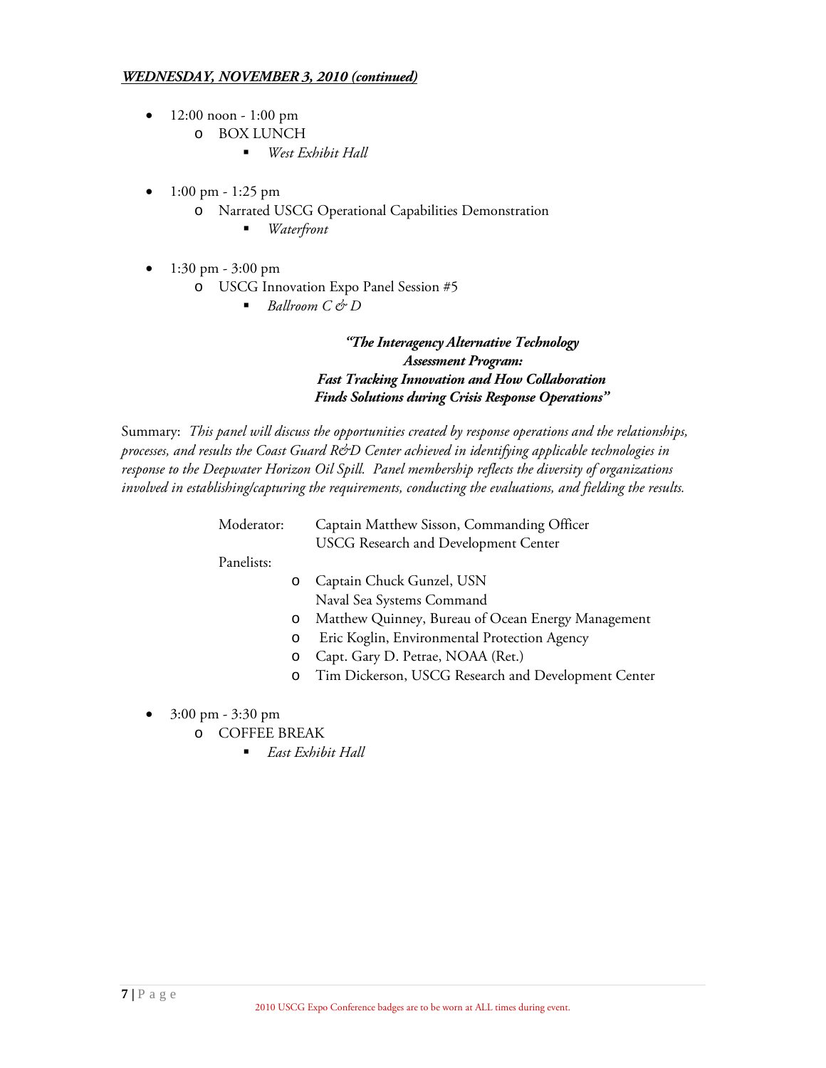***WEDNESDAY, NOVEMBER 3, 2010 (continued)***

- 12:00 noon - 1:00 pm
  - BOX LUNCH
    - *West Exhibit Hall*

- 1:00 pm - 1:25 pm
  - Narrated USCG Operational Capabilities Demonstration
    - *Waterfront*

- 1:30 pm - 3:00 pm
  - USCG Innovation Expo Panel Session #5
    - *Ballroom C & D*

***"The Interagency Alternative Technology Assessment Program: Fast Tracking Innovation and How Collaboration Finds Solutions during Crisis Response Operations"***

Summary: *This panel will discuss the opportunities created by response operations and the relationships, processes, and results the Coast Guard R&D Center achieved in identifying applicable technologies in response to the Deepwater Horizon Oil Spill. Panel membership reflects the diversity of organizations involved in establishing/capturing the requirements, conducting the evaluations, and fielding the results.*

Moderator: Captain Matthew Sisson, Commanding Officer
USCG Research and Development Center

Panelists:

- Captain Chuck Gunzel, USN
  Naval Sea Systems Command
- Matthew Quinney, Bureau of Ocean Energy Management
- Eric Koglin, Environmental Protection Agency
- Capt. Gary D. Petrae, NOAA (Ret.)
- Tim Dickerson, USCG Research and Development Center

- 3:00 pm - 3:30 pm
  - COFFEE BREAK
    - *East Exhibit Hall*

2010 USCG Expo Conference badges are to be worn at ALL times during event.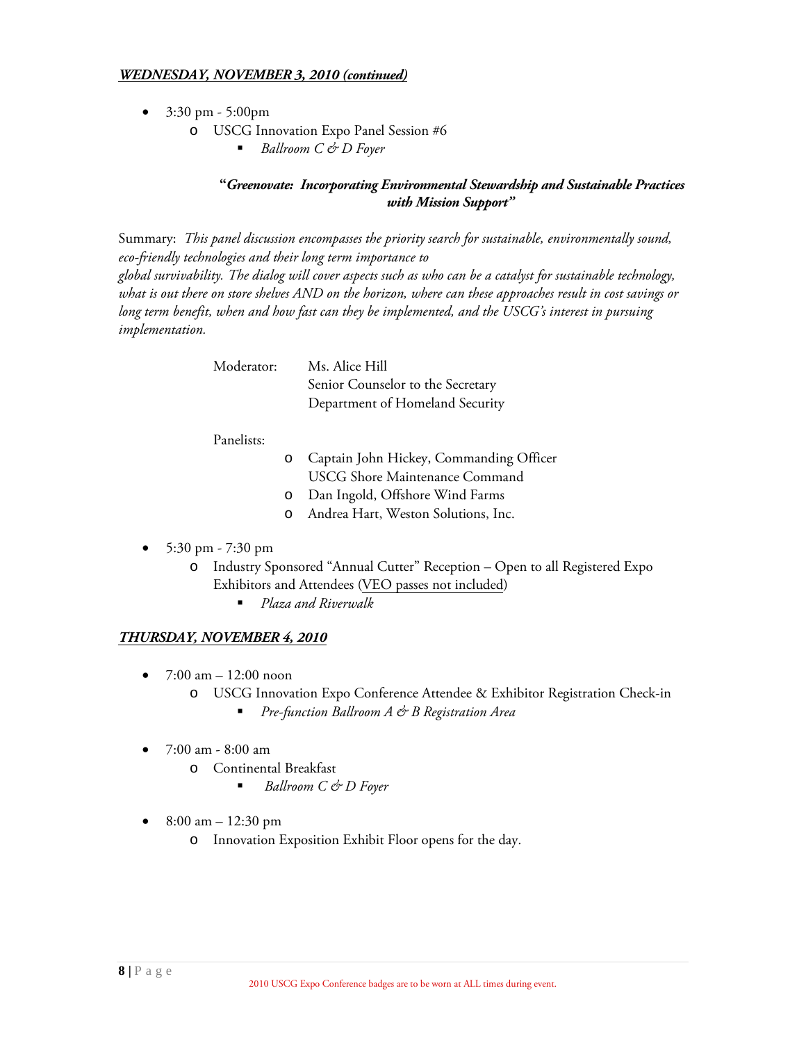***WEDNESDAY, NOVEMBER 3, 2010 (continued)***

- 3:30 pm - 5:00pm
  - USCG Innovation Expo Panel Session #6
    - *Ballroom C & D Foyer*

**"*Greenovate: Incorporating Environmental Stewardship and Sustainable Practices with Mission Support*"**

Summary: *This panel discussion encompasses the priority search for sustainable, environmentally sound, eco-friendly technologies and their long term importance to global survivability. The dialog will cover aspects such as who can be a catalyst for sustainable technology, what is out there on store shelves AND on the horizon, where can these approaches result in cost savings or long term benefit, when and how fast can they be implemented, and the USCG's interest in pursuing implementation.*

Moderator: Ms. Alice Hill
Senior Counselor to the Secretary
Department of Homeland Security

Panelists:

- Captain John Hickey, Commanding Officer
  USCG Shore Maintenance Command
- Dan Ingold, Offshore Wind Farms
- Andrea Hart, Weston Solutions, Inc.

- 5:30 pm - 7:30 pm
  - Industry Sponsored "Annual Cutter" Reception – Open to all Registered Expo Exhibitors and Attendees (VEO passes not included)
    - *Plaza and Riverwalk*

***THURSDAY, NOVEMBER 4, 2010***

- 7:00 am – 12:00 noon
  - USCG Innovation Expo Conference Attendee & Exhibitor Registration Check-in
    - *Pre-function Ballroom A & B Registration Area*

- 7:00 am - 8:00 am
  - Continental Breakfast
    - *Ballroom C & D Foyer*

- 8:00 am – 12:30 pm
  - Innovation Exposition Exhibit Floor opens for the day.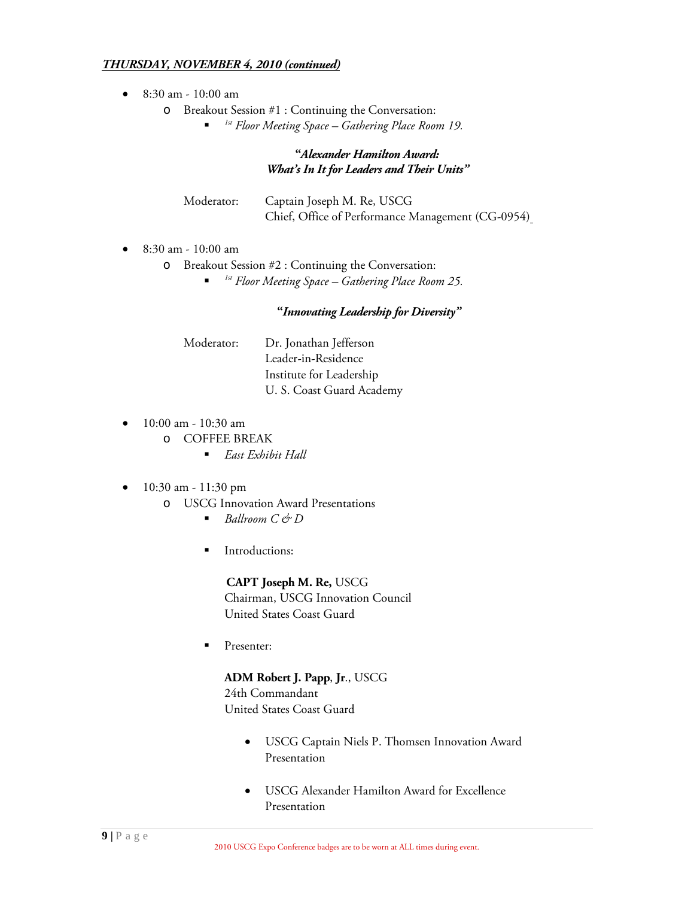***THURSDAY, NOVEMBER 4, 2010 (continued)***

- 8:30 am - 10:00 am
    - Breakout Session #1 : Continuing the Conversation:
        - *1st Floor Meeting Space – Gathering Place Room 19.*

***"Alexander Hamilton Award: What's In It for Leaders and Their Units"***

Moderator: Captain Joseph M. Re, USCG
Chief, Office of Performance Management (CG-0954)

- 8:30 am - 10:00 am
    - Breakout Session #2 : Continuing the Conversation:
        - *1st Floor Meeting Space – Gathering Place Room 25.*

***"Innovating Leadership for Diversity"***

Moderator: Dr. Jonathan Jefferson
Leader-in-Residence
Institute for Leadership
U. S. Coast Guard Academy

- 10:00 am - 10:30 am
    - COFFEE BREAK
        - *East Exhibit Hall*

- 10:30 am - 11:30 pm
    - USCG Innovation Award Presentations
        - *Ballroom C & D*
        - Introductions:

          **CAPT Joseph M. Re,** USCG
          Chairman, USCG Innovation Council
          United States Coast Guard

        - Presenter:

          **ADM Robert J. Papp**, **Jr**., USCG
          24th Commandant
          United States Coast Guard

            - USCG Captain Niels P. Thomsen Innovation Award Presentation
            - USCG Alexander Hamilton Award for Excellence Presentation

2010 USCG Expo Conference badges are to be worn at ALL times during event.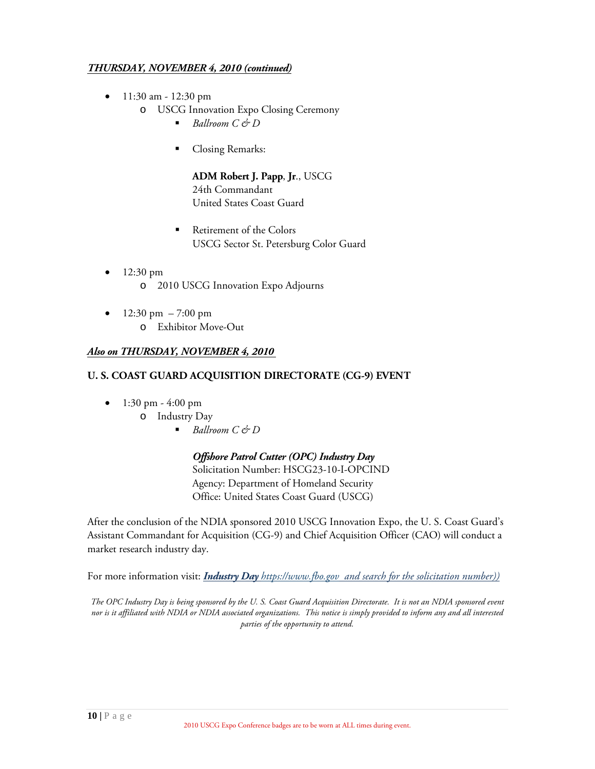***THURSDAY, NOVEMBER 4, 2010 (continued)***

- 11:30 am - 12:30 pm
  - USCG Innovation Expo Closing Ceremony
    - *Ballroom C & D*
    - Closing Remarks:

      **ADM Robert J. Papp**, **Jr**., USCG
      24th Commandant
      United States Coast Guard

    - Retirement of the Colors
      USCG Sector St. Petersburg Color Guard

- 12:30 pm
  - 2010 USCG Innovation Expo Adjourns

- 12:30 pm – 7:00 pm
  - Exhibitor Move-Out

***Also on THURSDAY, NOVEMBER 4, 2010***

**U. S. COAST GUARD ACQUISITION DIRECTORATE (CG-9) EVENT**

- 1:30 pm - 4:00 pm
  - Industry Day
    - *Ballroom C & D*

      ***Offshore Patrol Cutter (OPC) Industry Day***
      Solicitation Number: HSCG23-10-I-OPCIND
      Agency: Department of Homeland Security
      Office: United States Coast Guard (USCG)

After the conclusion of the NDIA sponsored 2010 USCG Innovation Expo, the U. S. Coast Guard's Assistant Commandant for Acquisition (CG-9) and Chief Acquisition Officer (CAO) will conduct a market research industry day.

For more information visit: ***Industry Day*** *https://www.fbo.gov and search for the solicitation number))*

*The OPC Industry Day is being sponsored by the U. S. Coast Guard Acquisition Directorate. It is not an NDIA sponsored event nor is it affiliated with NDIA or NDIA associated organizations. This notice is simply provided to inform any and all interested parties of the opportunity to attend.*